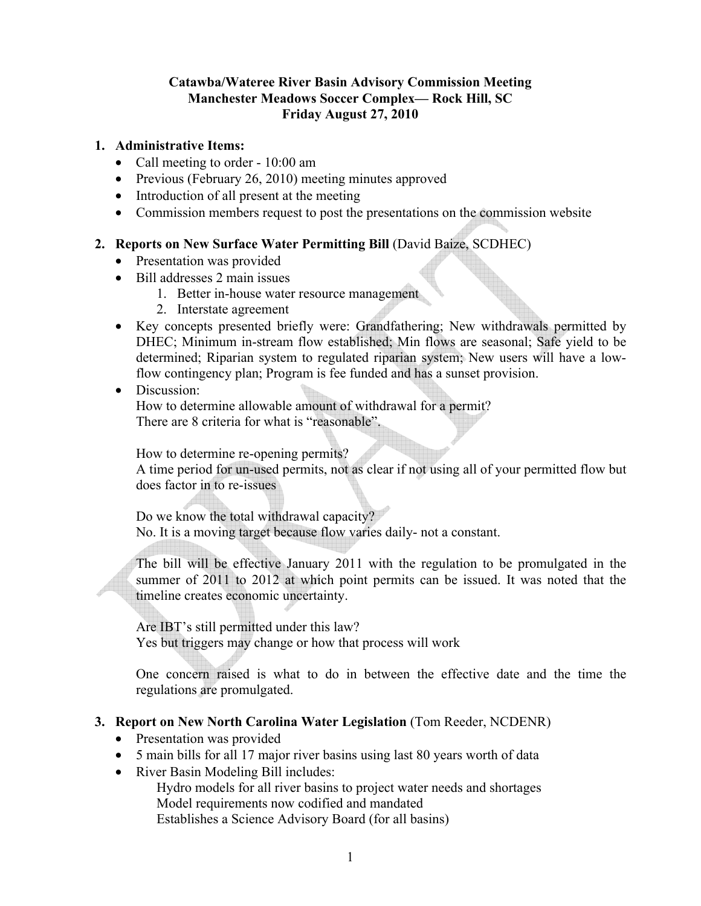**Catawba/Wateree River Basin Advisory Commission Meeting**
**Manchester Meadows Soccer Complex— Rock Hill, SC**
**Friday August 27, 2010**

1. **Administrative Items:**
   - Call meeting to order - 10:00 am
   - Previous (February 26, 2010) meeting minutes approved
   - Introduction of all present at the meeting
   - Commission members request to post the presentations on the commission website

2. **Reports on New Surface Water Permitting Bill** (David Baize, SCDHEC)
   - Presentation was provided
   - Bill addresses 2 main issues
     1. Better in-house water resource management
     2. Interstate agreement
   - Key concepts presented briefly were: Grandfathering; New withdrawals permitted by DHEC; Minimum in-stream flow established; Min flows are seasonal; Safe yield to be determined; Riparian system to regulated riparian system; New users will have a low-flow contingency plan; Program is fee funded and has a sunset provision.
   - Discussion:
     How to determine allowable amount of withdrawal for a permit?
     There are 8 criteria for what is "reasonable".

     How to determine re-opening permits?
     A time period for un-used permits, not as clear if not using all of your permitted flow but does factor in to re-issues

     Do we know the total withdrawal capacity?
     No. It is a moving target because flow varies daily- not a constant.

     The bill will be effective January 2011 with the regulation to be promulgated in the summer of 2011 to 2012 at which point permits can be issued. It was noted that the timeline creates economic uncertainty.

     Are IBT's still permitted under this law?
     Yes but triggers may change or how that process will work

     One concern raised is what to do in between the effective date and the time the regulations are promulgated.

3. **Report on New North Carolina Water Legislation** (Tom Reeder, NCDENR)
   - Presentation was provided
   - 5 main bills for all 17 major river basins using last 80 years worth of data
   - River Basin Modeling Bill includes:
     Hydro models for all river basins to project water needs and shortages
     Model requirements now codified and mandated
     Establishes a Science Advisory Board (for all basins)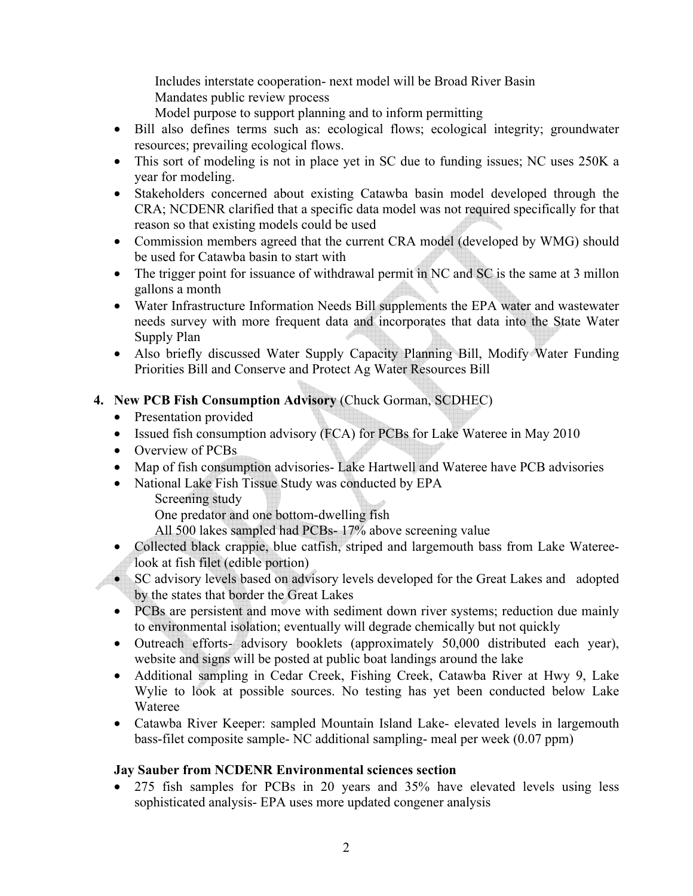Includes interstate cooperation- next model will be Broad River Basin
Mandates public review process
Model purpose to support planning and to inform permitting

- Bill also defines terms such as: ecological flows; ecological integrity; groundwater resources; prevailing ecological flows.
- This sort of modeling is not in place yet in SC due to funding issues; NC uses 250K a year for modeling.
- Stakeholders concerned about existing Catawba basin model developed through the CRA; NCDENR clarified that a specific data model was not required specifically for that reason so that existing models could be used
- Commission members agreed that the current CRA model (developed by WMG) should be used for Catawba basin to start with
- The trigger point for issuance of withdrawal permit in NC and SC is the same at 3 millon gallons a month
- Water Infrastructure Information Needs Bill supplements the EPA water and wastewater needs survey with more frequent data and incorporates that data into the State Water Supply Plan
- Also briefly discussed Water Supply Capacity Planning Bill, Modify Water Funding Priorities Bill and Conserve and Protect Ag Water Resources Bill

4. **New PCB Fish Consumption Advisory** (Chuck Gorman, SCDHEC)
   - Presentation provided
   - Issued fish consumption advisory (FCA) for PCBs for Lake Wateree in May 2010
   - Overview of PCBs
   - Map of fish consumption advisories- Lake Hartwell and Wateree have PCB advisories
   - National Lake Fish Tissue Study was conducted by EPA
     Screening study
     One predator and one bottom-dwelling fish
     All 500 lakes sampled had PCBs- 17% above screening value
   - Collected black crappie, blue catfish, striped and largemouth bass from Lake Wateree- look at fish filet (edible portion)
   - SC advisory levels based on advisory levels developed for the Great Lakes and adopted by the states that border the Great Lakes
   - PCBs are persistent and move with sediment down river systems; reduction due mainly to environmental isolation; eventually will degrade chemically but not quickly
   - Outreach efforts- advisory booklets (approximately 50,000 distributed each year), website and signs will be posted at public boat landings around the lake
   - Additional sampling in Cedar Creek, Fishing Creek, Catawba River at Hwy 9, Lake Wylie to look at possible sources. No testing has yet been conducted below Lake Wateree
   - Catawba River Keeper: sampled Mountain Island Lake- elevated levels in largemouth bass-filet composite sample- NC additional sampling- meal per week (0.07 ppm)

**Jay Sauber from NCDENR Environmental sciences section**

- 275 fish samples for PCBs in 20 years and 35% have elevated levels using less sophisticated analysis- EPA uses more updated congener analysis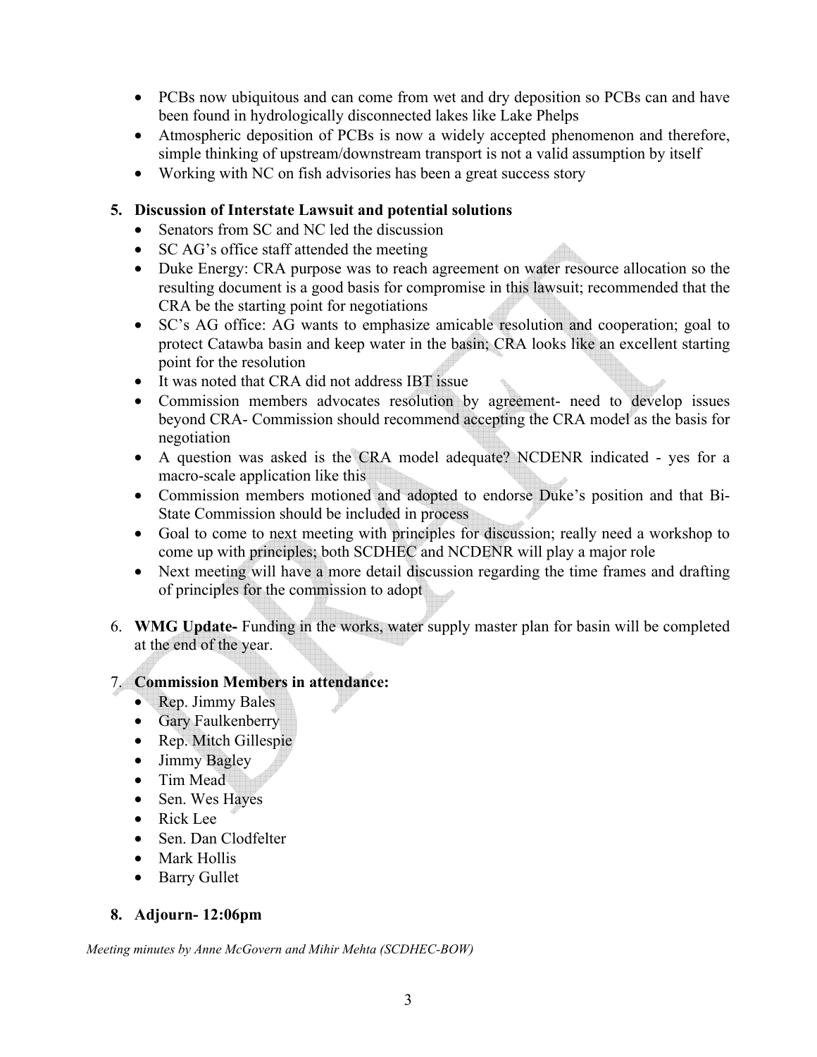- PCBs now ubiquitous and can come from wet and dry deposition so PCBs can and have been found in hydrologically disconnected lakes like Lake Phelps
- Atmospheric deposition of PCBs is now a widely accepted phenomenon and therefore, simple thinking of upstream/downstream transport is not a valid assumption by itself
- Working with NC on fish advisories has been a great success story

**5. Discussion of Interstate Lawsuit and potential solutions**

- Senators from SC and NC led the discussion
- SC AG's office staff attended the meeting
- Duke Energy: CRA purpose was to reach agreement on water resource allocation so the resulting document is a good basis for compromise in this lawsuit; recommended that the CRA be the starting point for negotiations
- SC's AG office: AG wants to emphasize amicable resolution and cooperation; goal to protect Catawba basin and keep water in the basin; CRA looks like an excellent starting point for the resolution
- It was noted that CRA did not address IBT issue
- Commission members advocates resolution by agreement- need to develop issues beyond CRA- Commission should recommend accepting the CRA model as the basis for negotiation
- A question was asked is the CRA model adequate? NCDENR indicated - yes for a macro-scale application like this
- Commission members motioned and adopted to endorse Duke's position and that Bi-State Commission should be included in process
- Goal to come to next meeting with principles for discussion; really need a workshop to come up with principles; both SCDHEC and NCDENR will play a major role
- Next meeting will have a more detail discussion regarding the time frames and drafting of principles for the commission to adopt

6. **WMG Update-** Funding in the works, water supply master plan for basin will be completed at the end of the year.

7. **Commission Members in attendance:**

- Rep. Jimmy Bales
- Gary Faulkenberry
- Rep. Mitch Gillespie
- Jimmy Bagley
- Tim Mead
- Sen. Wes Hayes
- Rick Lee
- Sen. Dan Clodfelter
- Mark Hollis
- Barry Gullet

**8. Adjourn- 12:06pm**

*Meeting minutes by Anne McGovern and Mihir Mehta (SCDHEC-BOW)*